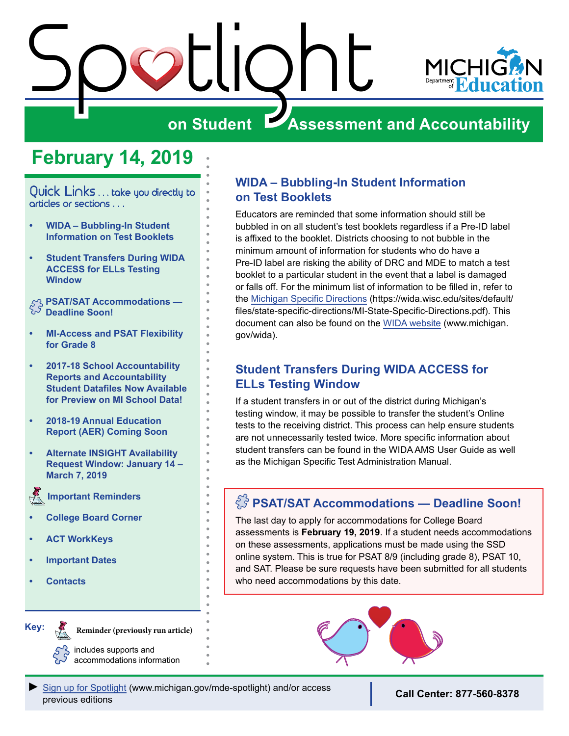# Spotlight on Student Assessment and Accountability

Michigan Department of Education

## February 14, 2019

Quick Links . . . take you directly to articles or sections . . .

- WIDA – Bubbling-In Student Information on Test Booklets
- Student Transfers During WIDA ACCESS for ELLs Testing Window
- PSAT/SAT Accommodations — Deadline Soon!
- MI-Access and PSAT Flexibility for Grade 8
- 2017-18 School Accountability Reports and Accountability Student Datafiles Now Available for Preview on MI School Data!
- 2018-19 Annual Education Report (AER) Coming Soon
- Alternate INSIGHT Availability Request Window: January 14 – March 7, 2019
- Important Reminders
- College Board Corner
- ACT WorkKeys
- Important Dates
- Contacts

Key:

Reminder (previously run article)

includes supports and accommodations information

## WIDA – Bubbling-In Student Information on Test Booklets

Educators are reminded that some information should still be bubbled in on all student's test booklets regardless if a Pre-ID label is affixed to the booklet. Districts choosing to not bubble in the minimum amount of information for students who do have a Pre-ID label are risking the ability of DRC and MDE to match a test booklet to a particular student in the event that a label is damaged or falls off. For the minimum list of information to be filled in, refer to the Michigan Specific Directions (https://wida.wisc.edu/sites/default/files/state-specific-directions/MI-State-Specific-Directions.pdf). This document can also be found on the WIDA website (www.michigan.gov/wida).

## Student Transfers During WIDA ACCESS for ELLs Testing Window

If a student transfers in or out of the district during Michigan's testing window, it may be possible to transfer the student's Online tests to the receiving district. This process can help ensure students are not unnecessarily tested twice. More specific information about student transfers can be found in the WIDA AMS User Guide as well as the Michigan Specific Test Administration Manual.

## PSAT/SAT Accommodations — Deadline Soon!

The last day to apply for accommodations for College Board assessments is **February 19, 2019**. If a student needs accommodations on these assessments, applications must be made using the SSD online system. This is true for PSAT 8/9 (including grade 8), PSAT 10, and SAT. Please be sure requests have been submitted for all students who need accommodations by this date.

► Sign up for Spotlight (www.michigan.gov/mde-spotlight) and/or access previous editions

Call Center: 877-560-8378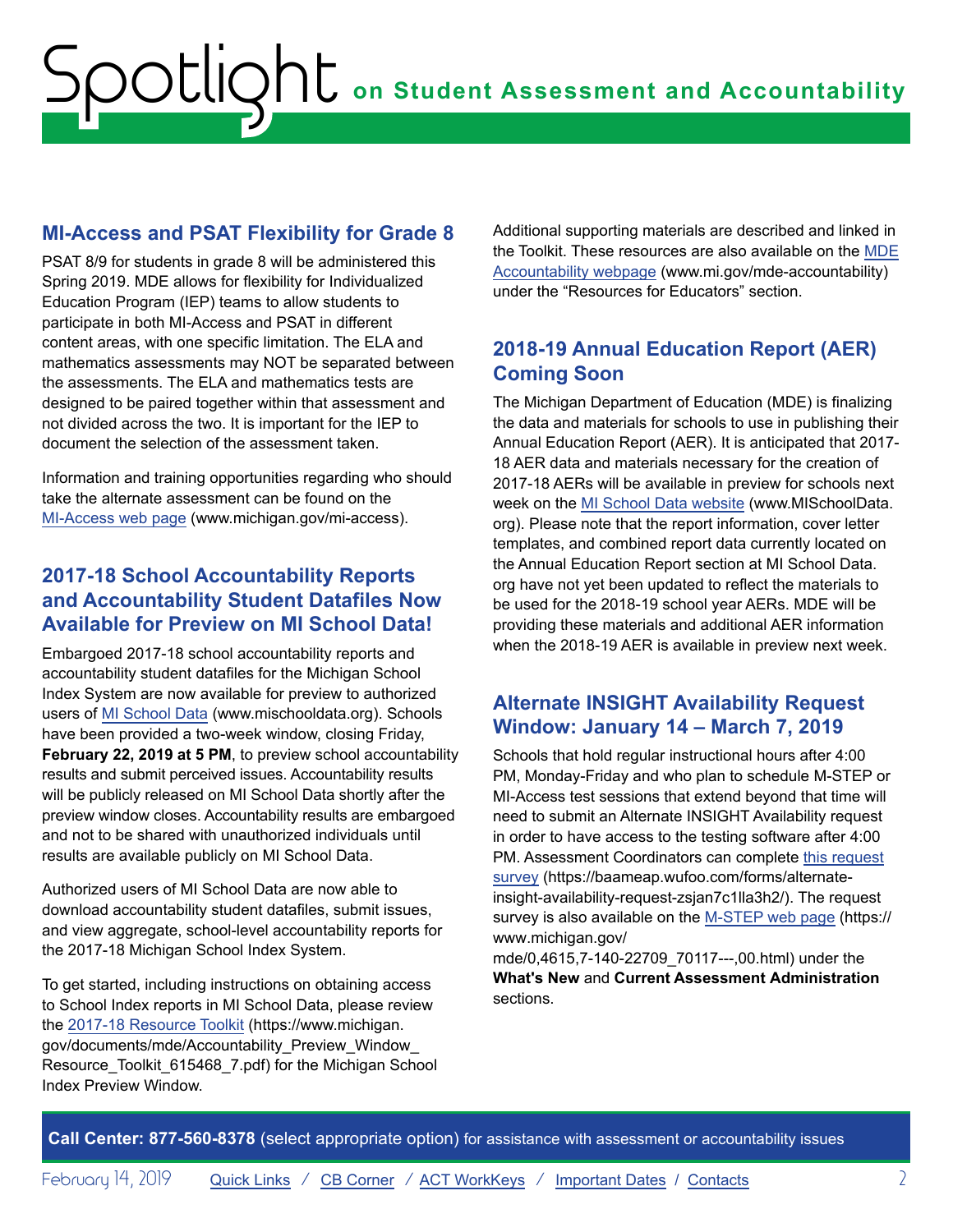## MI-Access and PSAT Flexibility for Grade 8

PSAT 8/9 for students in grade 8 will be administered this Spring 2019. MDE allows for flexibility for Individualized Education Program (IEP) teams to allow students to participate in both MI-Access and PSAT in different content areas, with one specific limitation. The ELA and mathematics assessments may NOT be separated between the assessments. The ELA and mathematics tests are designed to be paired together within that assessment and not divided across the two. It is important for the IEP to document the selection of the assessment taken.

Information and training opportunities regarding who should take the alternate assessment can be found on the MI-Access web page (www.michigan.gov/mi-access).

## 2017-18 School Accountability Reports and Accountability Student Datafiles Now Available for Preview on MI School Data!

Embargoed 2017-18 school accountability reports and accountability student datafiles for the Michigan School Index System are now available for preview to authorized users of MI School Data (www.mischooldata.org). Schools have been provided a two-week window, closing Friday, **February 22, 2019 at 5 PM**, to preview school accountability results and submit perceived issues. Accountability results will be publicly released on MI School Data shortly after the preview window closes. Accountability results are embargoed and not to be shared with unauthorized individuals until results are available publicly on MI School Data.

Authorized users of MI School Data are now able to download accountability student datafiles, submit issues, and view aggregate, school-level accountability reports for the 2017-18 Michigan School Index System.

To get started, including instructions on obtaining access to School Index reports in MI School Data, please review the 2017-18 Resource Toolkit (https://www.michigan.gov/documents/mde/Accountability_Preview_Window_Resource_Toolkit_615468_7.pdf) for the Michigan School Index Preview Window.

Additional supporting materials are described and linked in the Toolkit. These resources are also available on the MDE Accountability webpage (www.mi.gov/mde-accountability) under the "Resources for Educators" section.

## 2018-19 Annual Education Report (AER) Coming Soon

The Michigan Department of Education (MDE) is finalizing the data and materials for schools to use in publishing their Annual Education Report (AER). It is anticipated that 2017-18 AER data and materials necessary for the creation of 2017-18 AERs will be available in preview for schools next week on the MI School Data website (www.MISchoolData.org). Please note that the report information, cover letter templates, and combined report data currently located on the Annual Education Report section at MI School Data.org have not yet been updated to reflect the materials to be used for the 2018-19 school year AERs. MDE will be providing these materials and additional AER information when the 2018-19 AER is available in preview next week.

## Alternate INSIGHT Availability Request Window: January 14 – March 7, 2019

Schools that hold regular instructional hours after 4:00 PM, Monday-Friday and who plan to schedule M-STEP or MI-Access test sessions that extend beyond that time will need to submit an Alternate INSIGHT Availability request in order to have access to the testing software after 4:00 PM. Assessment Coordinators can complete this request survey (https://baameap.wufoo.com/forms/alternate-insight-availability-request-zsjan7c1lla3h2/). The request survey is also available on the M-STEP web page (https://www.michigan.gov/mde/0,4615,7-140-22709_70117---,00.html) under the **What's New** and **Current Assessment Administration** sections.

**Call Center: 877-560-8378** (select appropriate option) for assistance with assessment or accountability issues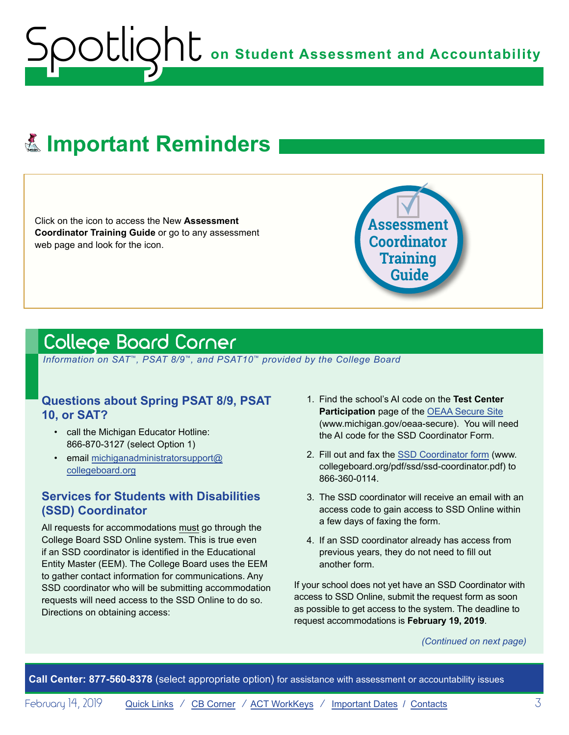## Important Reminders

Click on the icon to access the New **Assessment Coordinator Training Guide** or go to any assessment web page and look for the icon.

Assessment Coordinator Training Guide

## College Board Corner

*Information on SAT™, PSAT 8/9™, and PSAT10™ provided by the College Board*

### Questions about Spring PSAT 8/9, PSAT 10, or SAT?

- call the Michigan Educator Hotline: 866-870-3127 (select Option 1)
- email michiganadministratorsupport@collegeboard.org

### Services for Students with Disabilities (SSD) Coordinator

All requests for accommodations must go through the College Board SSD Online system. This is true even if an SSD coordinator is identified in the Educational Entity Master (EEM). The College Board uses the EEM to gather contact information for communications. Any SSD coordinator who will be submitting accommodation requests will need access to the SSD Online to do so. Directions on obtaining access:

1. Find the school's AI code on the **Test Center Participation** page of the OEAA Secure Site (www.michigan.gov/oeaa-secure). You will need the AI code for the SSD Coordinator Form.
2. Fill out and fax the SSD Coordinator form (www.collegeboard.org/pdf/ssd/ssd-coordinator.pdf) to 866-360-0114.
3. The SSD coordinator will receive an email with an access code to gain access to SSD Online within a few days of faxing the form.
4. If an SSD coordinator already has access from previous years, they do not need to fill out another form.

If your school does not yet have an SSD Coordinator with access to SSD Online, submit the request form as soon as possible to get access to the system. The deadline to request accommodations is **February 19, 2019**.

*(Continued on next page)*

**Call Center: 877-560-8378** (select appropriate option) for assistance with assessment or accountability issues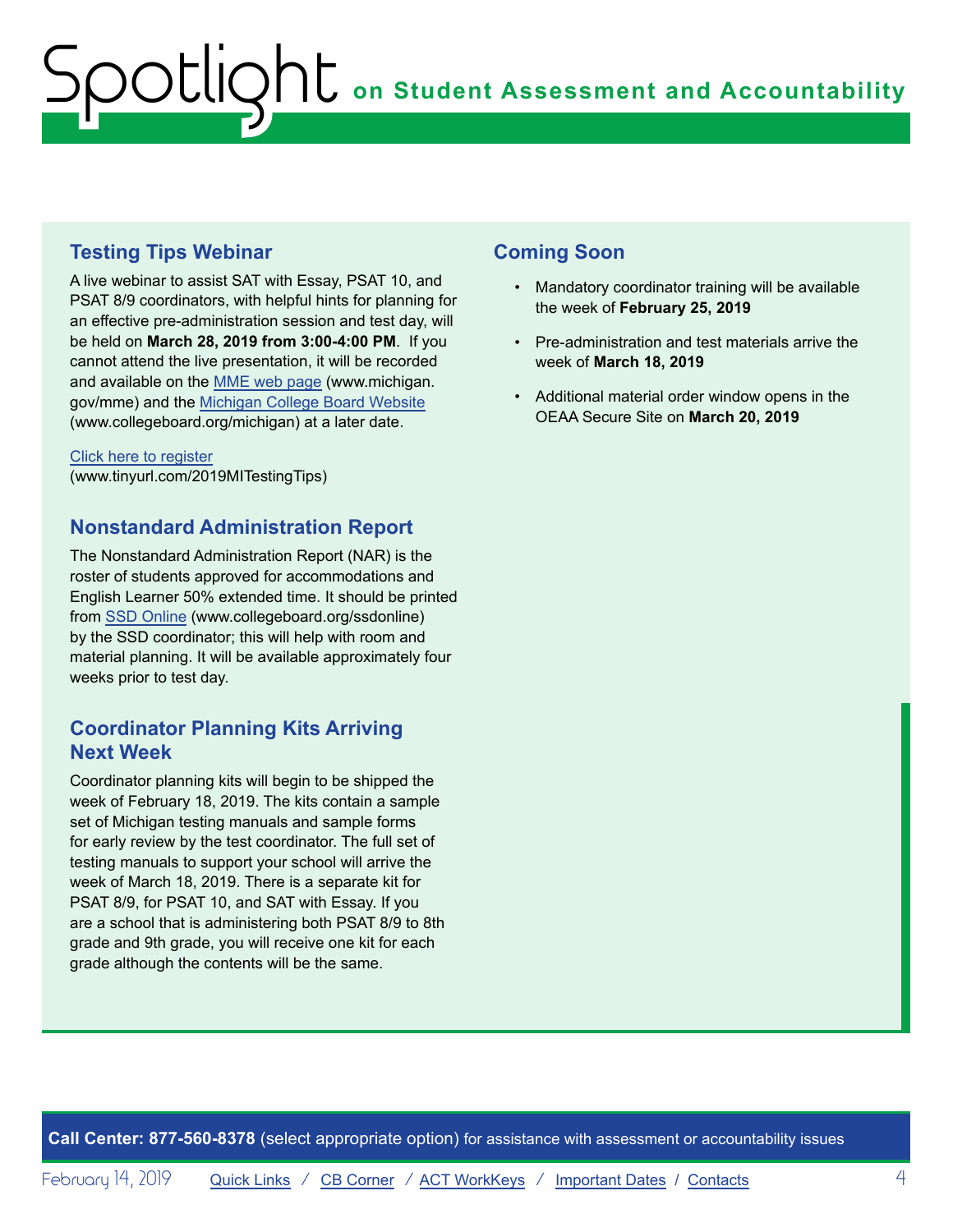## Testing Tips Webinar

A live webinar to assist SAT with Essay, PSAT 10, and PSAT 8/9 coordinators, with helpful hints for planning for an effective pre-administration session and test day, will be held on **March 28, 2019 from 3:00-4:00 PM**. If you cannot attend the live presentation, it will be recorded and available on the MME web page (www.michigan.gov/mme) and the Michigan College Board Website (www.collegeboard.org/michigan) at a later date.

Click here to register (www.tinyurl.com/2019MITestingTips)

## Nonstandard Administration Report

The Nonstandard Administration Report (NAR) is the roster of students approved for accommodations and English Learner 50% extended time. It should be printed from SSD Online (www.collegeboard.org/ssdonline) by the SSD coordinator; this will help with room and material planning. It will be available approximately four weeks prior to test day.

## Coordinator Planning Kits Arriving Next Week

Coordinator planning kits will begin to be shipped the week of February 18, 2019. The kits contain a sample set of Michigan testing manuals and sample forms for early review by the test coordinator. The full set of testing manuals to support your school will arrive the week of March 18, 2019. There is a separate kit for PSAT 8/9, for PSAT 10, and SAT with Essay. If you are a school that is administering both PSAT 8/9 to 8th grade and 9th grade, you will receive one kit for each grade although the contents will be the same.

## Coming Soon

- Mandatory coordinator training will be available the week of **February 25, 2019**
- Pre-administration and test materials arrive the week of **March 18, 2019**
- Additional material order window opens in the OEAA Secure Site on **March 20, 2019**

**Call Center: 877-560-8378** (select appropriate option) for assistance with assessment or accountability issues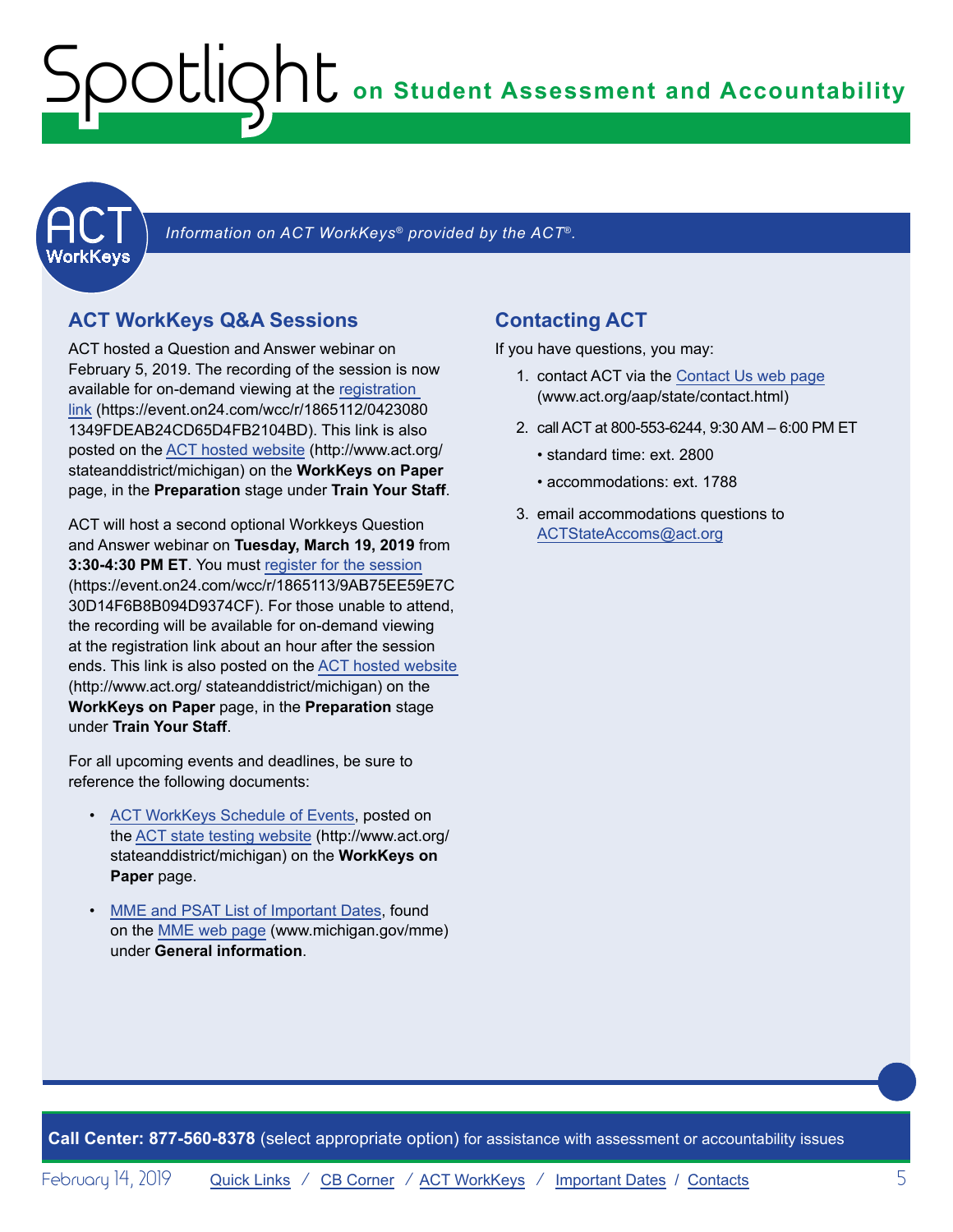*Information on ACT WorkKeys® provided by the ACT®.*

## ACT WorkKeys Q&A Sessions

ACT hosted a Question and Answer webinar on February 5, 2019. The recording of the session is now available for on-demand viewing at the registration link (https://event.on24.com/wcc/r/1865112/04230801349FDEAB24CD65D4FB2104BD). This link is also posted on the ACT hosted website (http://www.act.org/stateanddistrict/michigan) on the **WorkKeys on Paper** page, in the **Preparation** stage under **Train Your Staff**.

ACT will host a second optional Workkeys Question and Answer webinar on **Tuesday, March 19, 2019** from **3:30-4:30 PM ET**. You must register for the session (https://event.on24.com/wcc/r/1865113/9AB75EE59E7C30D14F6B8B094D9374CF). For those unable to attend, the recording will be available for on-demand viewing at the registration link about an hour after the session ends. This link is also posted on the ACT hosted website (http://www.act.org/ stateanddistrict/michigan) on the **WorkKeys on Paper** page, in the **Preparation** stage under **Train Your Staff**.

For all upcoming events and deadlines, be sure to reference the following documents:

- ACT WorkKeys Schedule of Events, posted on the ACT state testing website (http://www.act.org/stateanddistrict/michigan) on the **WorkKeys on Paper** page.
- MME and PSAT List of Important Dates, found on the MME web page (www.michigan.gov/mme) under **General information**.

## Contacting ACT

If you have questions, you may:

1. contact ACT via the Contact Us web page (www.act.org/aap/state/contact.html)
2. call ACT at 800-553-6244, 9:30 AM – 6:00 PM ET
   - standard time: ext. 2800
   - accommodations: ext. 1788
3. email accommodations questions to ACTStateAccoms@act.org

**Call Center: 877-560-8378** (select appropriate option) for assistance with assessment or accountability issues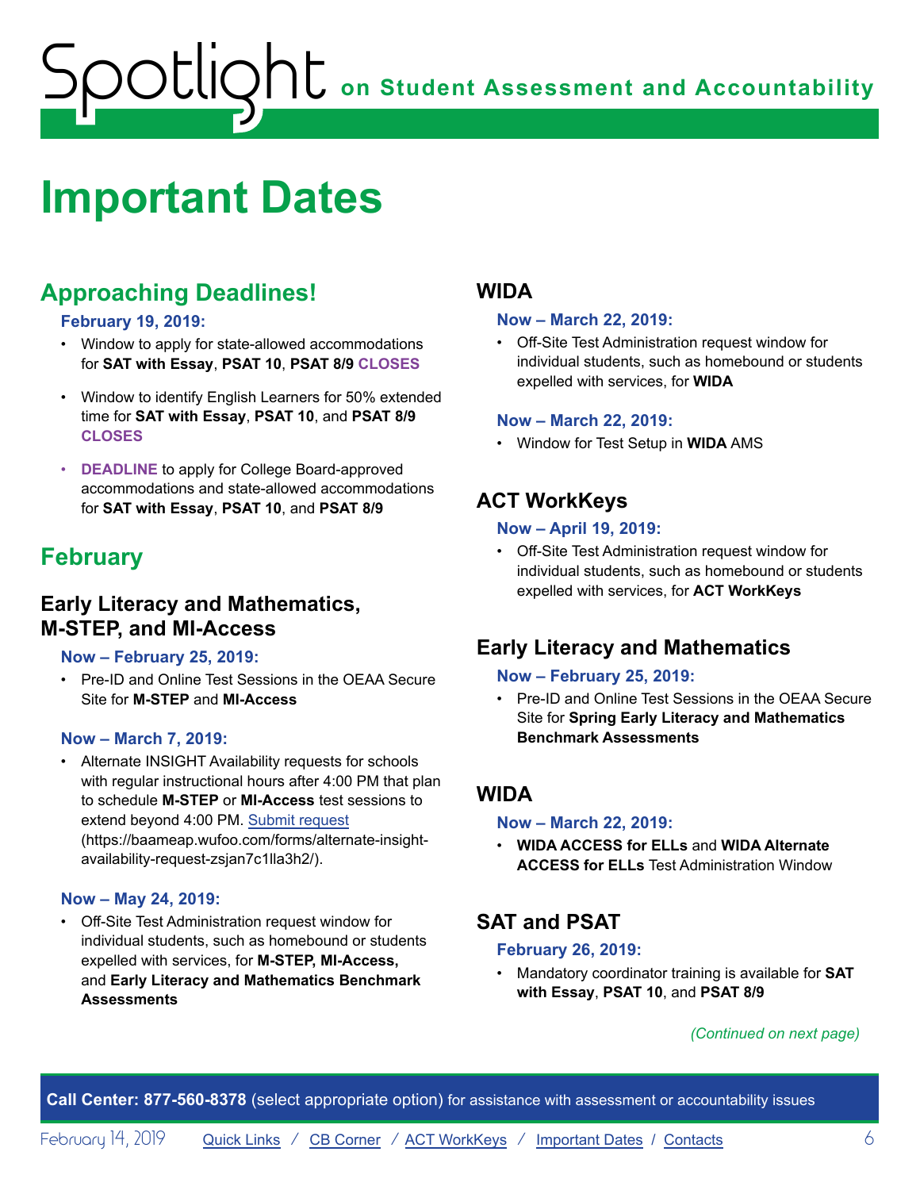# Important Dates

## Approaching Deadlines!

**February 19, 2019:**

- Window to apply for state-allowed accommodations for **SAT with Essay**, **PSAT 10**, **PSAT 8/9** **CLOSES**
- Window to identify English Learners for 50% extended time for **SAT with Essay**, **PSAT 10**, and **PSAT 8/9** **CLOSES**
- **DEADLINE** to apply for College Board-approved accommodations and state-allowed accommodations for **SAT with Essay**, **PSAT 10**, and **PSAT 8/9**

## February

### Early Literacy and Mathematics, M-STEP, and MI-Access

**Now – February 25, 2019:**

- Pre-ID and Online Test Sessions in the OEAA Secure Site for **M-STEP** and **MI-Access**

**Now – March 7, 2019:**

- Alternate INSIGHT Availability requests for schools with regular instructional hours after 4:00 PM that plan to schedule **M-STEP** or **MI-Access** test sessions to extend beyond 4:00 PM. Submit request (https://baameap.wufoo.com/forms/alternate-insight-availability-request-zsjan7c1lla3h2/).

**Now – May 24, 2019:**

- Off-Site Test Administration request window for individual students, such as homebound or students expelled with services, for **M-STEP, MI-Access,** and **Early Literacy and Mathematics Benchmark Assessments**

### WIDA

**Now – March 22, 2019:**

- Off-Site Test Administration request window for individual students, such as homebound or students expelled with services, for **WIDA**

**Now – March 22, 2019:**

- Window for Test Setup in **WIDA** AMS

### ACT WorkKeys

**Now – April 19, 2019:**

- Off-Site Test Administration request window for individual students, such as homebound or students expelled with services, for **ACT WorkKeys**

### Early Literacy and Mathematics

**Now – February 25, 2019:**

- Pre-ID and Online Test Sessions in the OEAA Secure Site for **Spring Early Literacy and Mathematics Benchmark Assessments**

### WIDA

**Now – March 22, 2019:**

- **WIDA ACCESS for ELLs** and **WIDA Alternate ACCESS for ELLs** Test Administration Window

### SAT and PSAT

**February 26, 2019:**

- Mandatory coordinator training is available for **SAT with Essay**, **PSAT 10**, and **PSAT 8/9**

*(Continued on next page)*

**Call Center: 877-560-8378** (select appropriate option) for assistance with assessment or accountability issues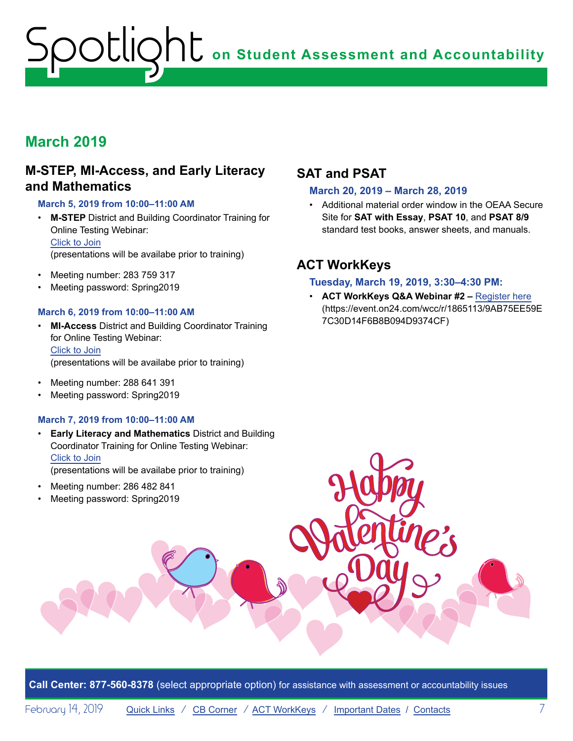## March 2019

### M-STEP, MI-Access, and Early Literacy and Mathematics

**March 5, 2019 from 10:00–11:00 AM**

- **M-STEP** District and Building Coordinator Training for Online Testing Webinar:
  Click to Join
  (presentations will be availabe prior to training)
- Meeting number: 283 759 317
- Meeting password: Spring2019

**March 6, 2019 from 10:00–11:00 AM**

- **MI-Access** District and Building Coordinator Training for Online Testing Webinar:
  Click to Join
  (presentations will be availabe prior to training)
- Meeting number: 288 641 391
- Meeting password: Spring2019

**March 7, 2019 from 10:00–11:00 AM**

- **Early Literacy and Mathematics** District and Building Coordinator Training for Online Testing Webinar:
  Click to Join
  (presentations will be availabe prior to training)
- Meeting number: 286 482 841
- Meeting password: Spring2019

### SAT and PSAT

**March 20, 2019 – March 28, 2019**

- Additional material order window in the OEAA Secure Site for **SAT with Essay**, **PSAT 10**, and **PSAT 8/9** standard test books, answer sheets, and manuals.

### ACT WorkKeys

**Tuesday, March 19, 2019, 3:30–4:30 PM:**

- **ACT WorkKeys Q&A Webinar #2 –** Register here (https://event.on24.com/wcc/r/1865113/9AB75EE59E7C30D14F6B8B094D9374CF)

**Call Center: 877-560-8378** (select appropriate option) for assistance with assessment or accountability issues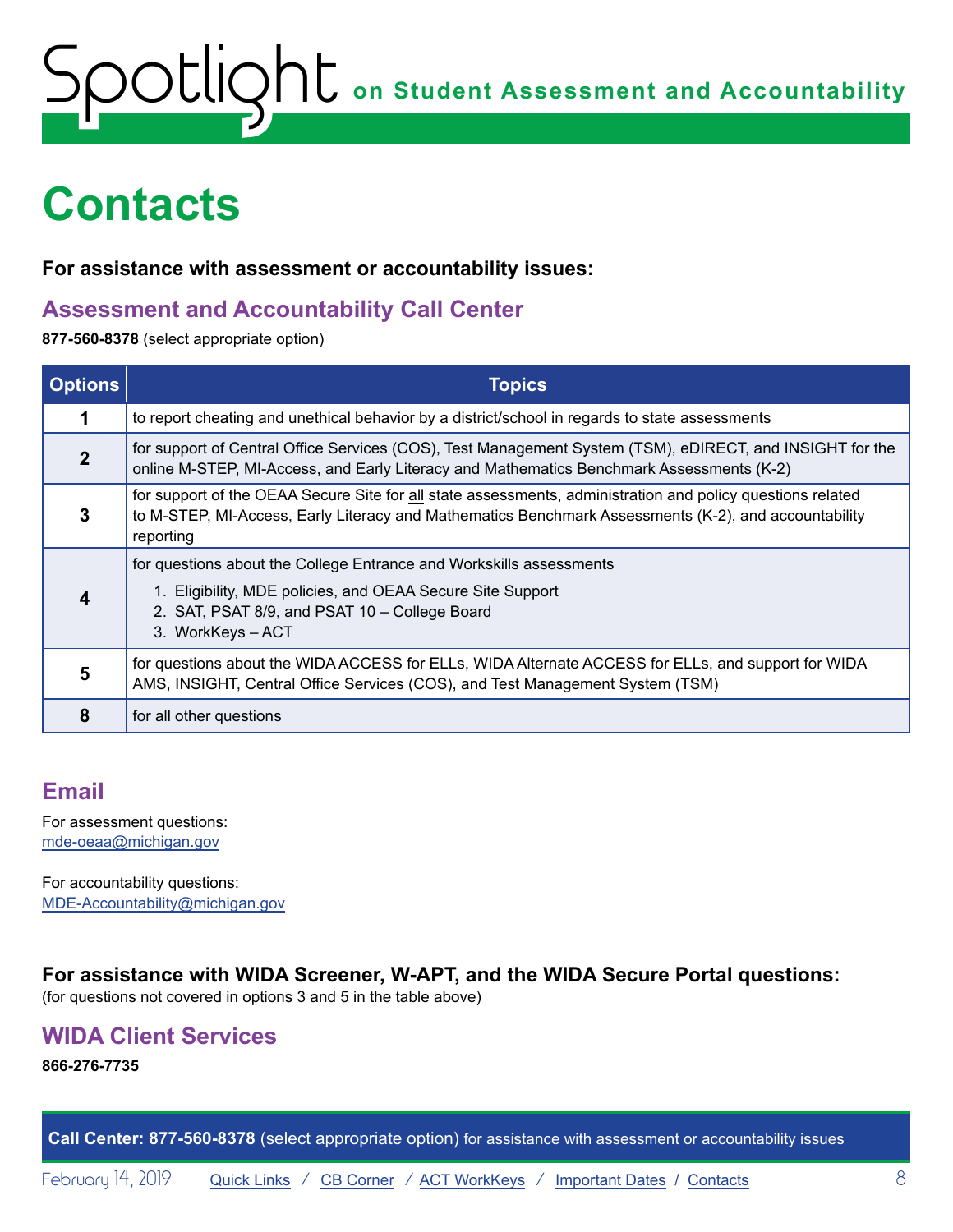Spotlight on Student Assessment and Accountability

# Contacts

**For assistance with assessment or accountability issues:**

## Assessment and Accountability Call Center

**877-560-8378** (select appropriate option)

| Options | Topics |
|---|---|
| **1** | to report cheating and unethical behavior by a district/school in regards to state assessments |
| **2** | for support of Central Office Services (COS), Test Management System (TSM), eDIRECT, and INSIGHT for the online M-STEP, MI-Access, and Early Literacy and Mathematics Benchmark Assessments (K-2) |
| **3** | for support of the OEAA Secure Site for all state assessments, administration and policy questions related to M-STEP, MI-Access, Early Literacy and Mathematics Benchmark Assessments (K-2), and accountability reporting |
| **4** | for questions about the College Entrance and Workskills assessments<br>1. Eligibility, MDE policies, and OEAA Secure Site Support<br>2. SAT, PSAT 8/9, and PSAT 10 – College Board<br>3. WorkKeys – ACT |
| **5** | for questions about the WIDA ACCESS for ELLs, WIDA Alternate ACCESS for ELLs, and support for WIDA AMS, INSIGHT, Central Office Services (COS), and Test Management System (TSM) |
| **8** | for all other questions |

## Email

For assessment questions:
mde-oeaa@michigan.gov

For accountability questions:
MDE-Accountability@michigan.gov

**For assistance with WIDA Screener, W-APT, and the WIDA Secure Portal questions:**
(for questions not covered in options 3 and 5 in the table above)

## WIDA Client Services

**866-276-7735**

**Call Center: 877-560-8378** (select appropriate option) for assistance with assessment or accountability issues